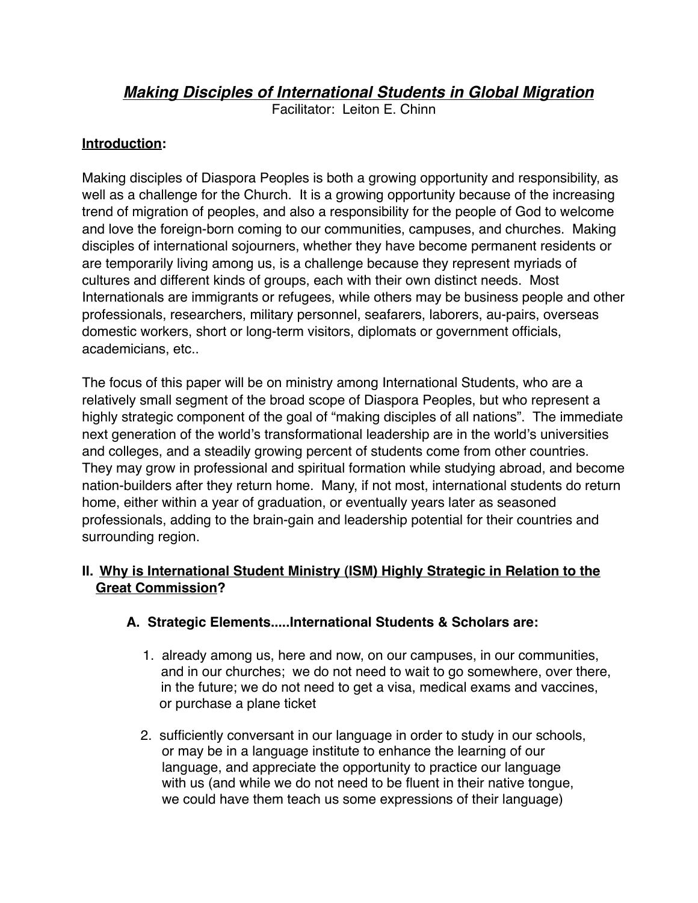# ***Making Disciples of International Students in Global Migration***

Facilitator: Leiton E. Chinn

**Introduction:**

Making disciples of Diaspora Peoples is both a growing opportunity and responsibility, as well as a challenge for the Church. It is a growing opportunity because of the increasing trend of migration of peoples, and also a responsibility for the people of God to welcome and love the foreign-born coming to our communities, campuses, and churches. Making disciples of international sojourners, whether they have become permanent residents or are temporarily living among us, is a challenge because they represent myriads of cultures and different kinds of groups, each with their own distinct needs. Most Internationals are immigrants or refugees, while others may be business people and other professionals, researchers, military personnel, seafarers, laborers, au-pairs, overseas domestic workers, short or long-term visitors, diplomats or government officials, academicians, etc..

The focus of this paper will be on ministry among International Students, who are a relatively small segment of the broad scope of Diaspora Peoples, but who represent a highly strategic component of the goal of "making disciples of all nations". The immediate next generation of the world's transformational leadership are in the world's universities and colleges, and a steadily growing percent of students come from other countries. They may grow in professional and spiritual formation while studying abroad, and become nation-builders after they return home. Many, if not most, international students do return home, either within a year of graduation, or eventually years later as seasoned professionals, adding to the brain-gain and leadership potential for their countries and surrounding region.

## II. Why is International Student Ministry (ISM) Highly Strategic in Relation to the Great Commission?

### A. Strategic Elements.....International Students & Scholars are:

1. already among us, here and now, on our campuses, in our communities, and in our churches; we do not need to wait to go somewhere, over there, in the future; we do not need to get a visa, medical exams and vaccines, or purchase a plane ticket

2. sufficiently conversant in our language in order to study in our schools, or may be in a language institute to enhance the learning of our language, and appreciate the opportunity to practice our language with us (and while we do not need to be fluent in their native tongue, we could have them teach us some expressions of their language)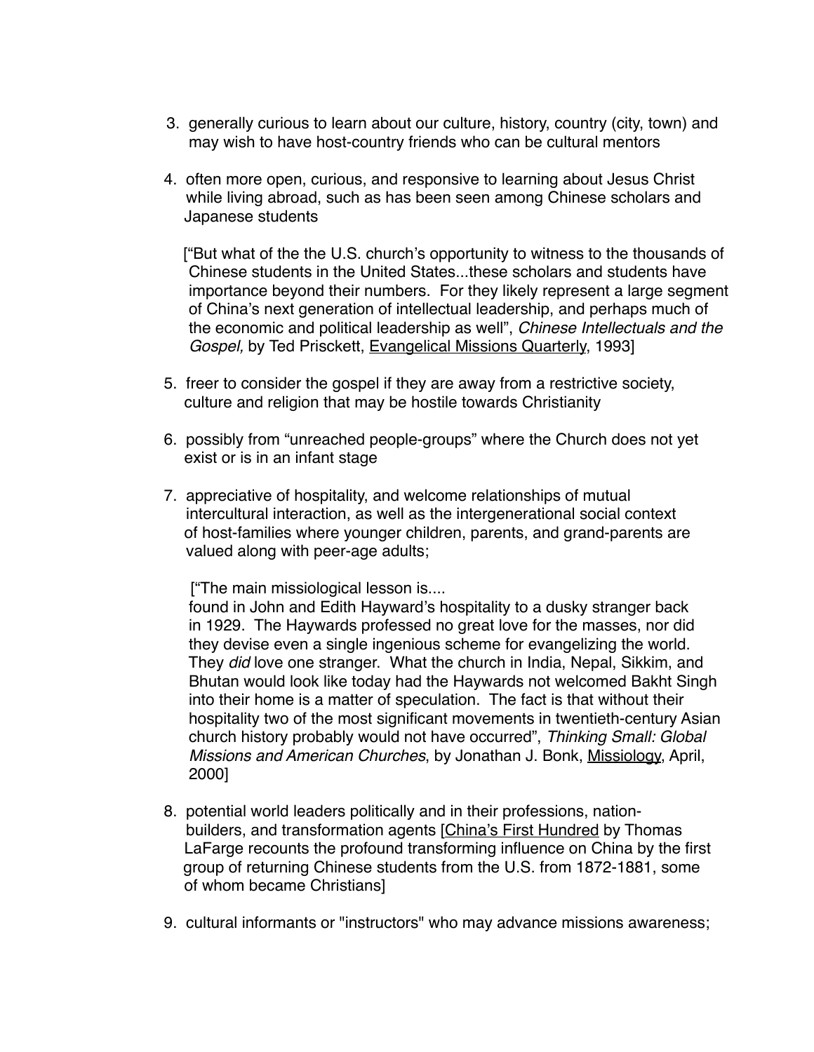3. generally curious to learn about our culture, history, country (city, town) and may wish to have host-country friends who can be cultural mentors

4. often more open, curious, and responsive to learning about Jesus Christ while living abroad, such as has been seen among Chinese scholars and Japanese students

   ["But what of the the U.S. church's opportunity to witness to the thousands of Chinese students in the United States...these scholars and students have importance beyond their numbers. For they likely represent a large segment of China's next generation of intellectual leadership, and perhaps much of the economic and political leadership as well", *Chinese Intellectuals and the Gospel,* by Ted Prisckett, <u>Evangelical Missions Quarterly</u>, 1993]

5. freer to consider the gospel if they are away from a restrictive society, culture and religion that may be hostile towards Christianity

6. possibly from "unreached people-groups" where the Church does not yet exist or is in an infant stage

7. appreciative of hospitality, and welcome relationships of mutual intercultural interaction, as well as the intergenerational social context of host-families where younger children, parents, and grand-parents are valued along with peer-age adults;

   ["The main missiological lesson is....
   found in John and Edith Hayward's hospitality to a dusky stranger back in 1929. The Haywards professed no great love for the masses, nor did they devise even a single ingenious scheme for evangelizing the world. They *did* love one stranger. What the church in India, Nepal, Sikkim, and Bhutan would look like today had the Haywards not welcomed Bakht Singh into their home is a matter of speculation. The fact is that without their hospitality two of the most significant movements in twentieth-century Asian church history probably would not have occurred", *Thinking Small: Global Missions and American Churches*, by Jonathan J. Bonk, <u>Missiology</u>, April, 2000]

8. potential world leaders politically and in their professions, nation-builders, and transformation agents [<u>China's First Hundred</u> by Thomas LaFarge recounts the profound transforming influence on China by the first group of returning Chinese students from the U.S. from 1872-1881, some of whom became Christians]

9. cultural informants or "instructors" who may advance missions awareness;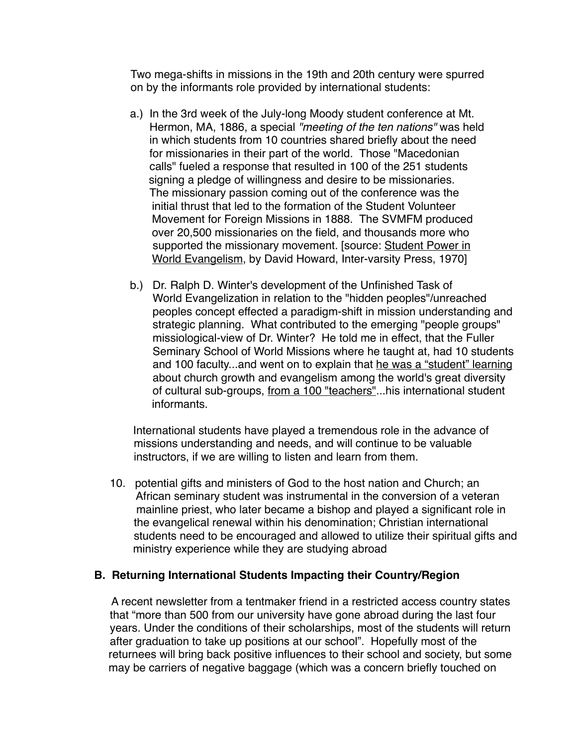Two mega-shifts in missions in the 19th and 20th century were spurred on by the informants role provided by international students:

a.) In the 3rd week of the July-long Moody student conference at Mt. Hermon, MA, 1886, a special *"meeting of the ten nations"* was held in which students from 10 countries shared briefly about the need for missionaries in their part of the world. Those "Macedonian calls" fueled a response that resulted in 100 of the 251 students signing a pledge of willingness and desire to be missionaries. The missionary passion coming out of the conference was the initial thrust that led to the formation of the Student Volunteer Movement for Foreign Missions in 1888. The SVMFM produced over 20,500 missionaries on the field, and thousands more who supported the missionary movement. [source: <u>Student Power in World Evangelism</u>, by David Howard, Inter-varsity Press, 1970]

b.) Dr. Ralph D. Winter's development of the Unfinished Task of World Evangelization in relation to the "hidden peoples"/unreached peoples concept effected a paradigm-shift in mission understanding and strategic planning. What contributed to the emerging "people groups" missiological-view of Dr. Winter? He told me in effect, that the Fuller Seminary School of World Missions where he taught at, had 10 students and 100 faculty...and went on to explain that <u>he was a "student" learning</u> about church growth and evangelism among the world's great diversity of cultural sub-groups, <u>from a 100 "teachers"</u>...his international student informants.

International students have played a tremendous role in the advance of missions understanding and needs, and will continue to be valuable instructors, if we are willing to listen and learn from them.

10. potential gifts and ministers of God to the host nation and Church; an African seminary student was instrumental in the conversion of a veteran mainline priest, who later became a bishop and played a significant role in the evangelical renewal within his denomination; Christian international students need to be encouraged and allowed to utilize their spiritual gifts and ministry experience while they are studying abroad

### B. Returning International Students Impacting their Country/Region

A recent newsletter from a tentmaker friend in a restricted access country states that "more than 500 from our university have gone abroad during the last four years. Under the conditions of their scholarships, most of the students will return after graduation to take up positions at our school". Hopefully most of the returnees will bring back positive influences to their school and society, but some may be carriers of negative baggage (which was a concern briefly touched on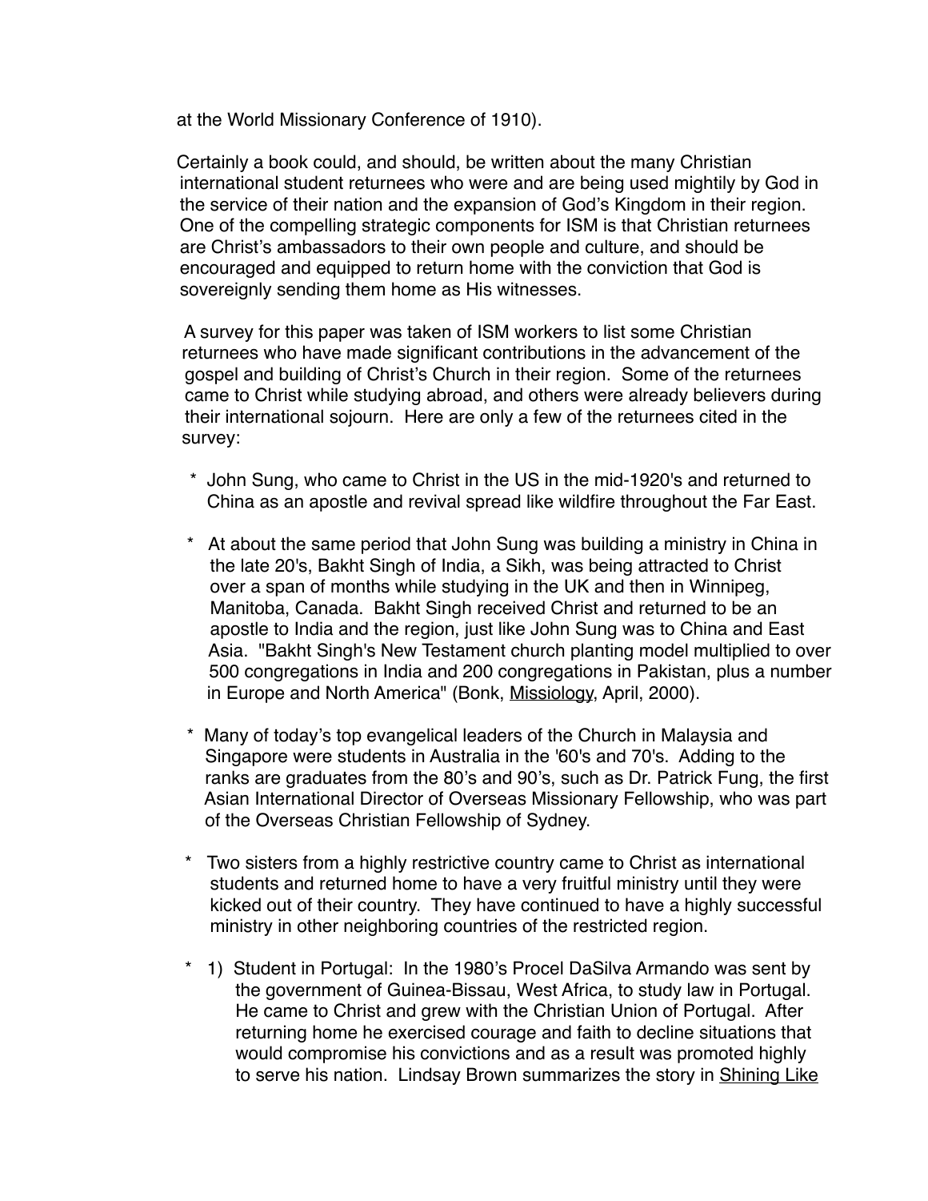at the World Missionary Conference of 1910).

Certainly a book could, and should, be written about the many Christian international student returnees who were and are being used mightily by God in the service of their nation and the expansion of God's Kingdom in their region. One of the compelling strategic components for ISM is that Christian returnees are Christ's ambassadors to their own people and culture, and should be encouraged and equipped to return home with the conviction that God is sovereignly sending them home as His witnesses.

A survey for this paper was taken of ISM workers to list some Christian returnees who have made significant contributions in the advancement of the gospel and building of Christ's Church in their region. Some of the returnees came to Christ while studying abroad, and others were already believers during their international sojourn. Here are only a few of the returnees cited in the survey:

* John Sung, who came to Christ in the US in the mid-1920's and returned to China as an apostle and revival spread like wildfire throughout the Far East.

* At about the same period that John Sung was building a ministry in China in the late 20's, Bakht Singh of India, a Sikh, was being attracted to Christ over a span of months while studying in the UK and then in Winnipeg, Manitoba, Canada. Bakht Singh received Christ and returned to be an apostle to India and the region, just like John Sung was to China and East Asia. "Bakht Singh's New Testament church planting model multiplied to over 500 congregations in India and 200 congregations in Pakistan, plus a number in Europe and North America" (Bonk, Missiology, April, 2000).

* Many of today's top evangelical leaders of the Church in Malaysia and Singapore were students in Australia in the '60's and 70's. Adding to the ranks are graduates from the 80's and 90's, such as Dr. Patrick Fung, the first Asian International Director of Overseas Missionary Fellowship, who was part of the Overseas Christian Fellowship of Sydney.

* Two sisters from a highly restrictive country came to Christ as international students and returned home to have a very fruitful ministry until they were kicked out of their country. They have continued to have a highly successful ministry in other neighboring countries of the restricted region.

* 1) Student in Portugal: In the 1980's Procel DaSilva Armando was sent by the government of Guinea-Bissau, West Africa, to study law in Portugal. He came to Christ and grew with the Christian Union of Portugal. After returning home he exercised courage and faith to decline situations that would compromise his convictions and as a result was promoted highly to serve his nation. Lindsay Brown summarizes the story in Shining Like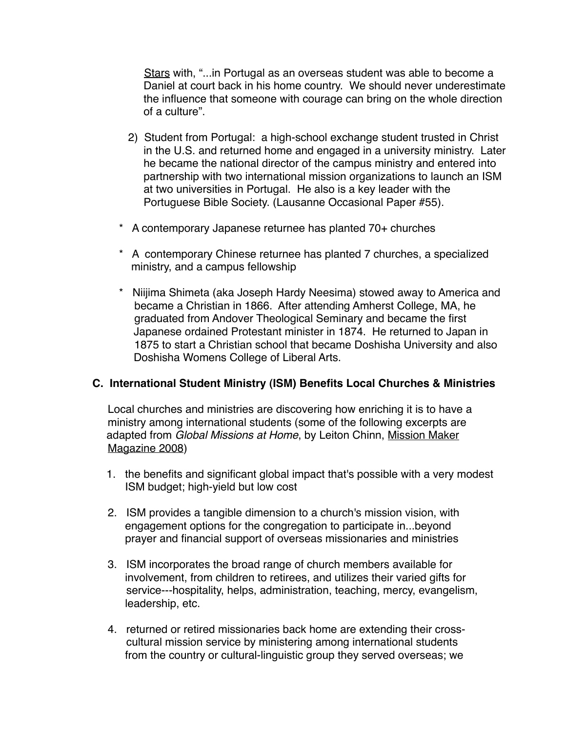Stars with, "...in Portugal as an overseas student was able to become a Daniel at court back in his home country. We should never underestimate the influence that someone with courage can bring on the whole direction of a culture".

2) Student from Portugal: a high-school exchange student trusted in Christ in the U.S. and returned home and engaged in a university ministry. Later he became the national director of the campus ministry and entered into partnership with two international mission organizations to launch an ISM at two universities in Portugal. He also is a key leader with the Portuguese Bible Society. (Lausanne Occasional Paper #55).

* A contemporary Japanese returnee has planted 70+ churches

* A contemporary Chinese returnee has planted 7 churches, a specialized ministry, and a campus fellowship

* Niijima Shimeta (aka Joseph Hardy Neesima) stowed away to America and became a Christian in 1866. After attending Amherst College, MA, he graduated from Andover Theological Seminary and became the first Japanese ordained Protestant minister in 1874. He returned to Japan in 1875 to start a Christian school that became Doshisha University and also Doshisha Womens College of Liberal Arts.

### C. International Student Ministry (ISM) Benefits Local Churches & Ministries

Local churches and ministries are discovering how enriching it is to have a ministry among international students (some of the following excerpts are adapted from *Global Missions at Home*, by Leiton Chinn, Mission Maker Magazine 2008)

1. the benefits and significant global impact that's possible with a very modest ISM budget; high-yield but low cost
2. ISM provides a tangible dimension to a church's mission vision, with engagement options for the congregation to participate in...beyond prayer and financial support of overseas missionaries and ministries
3. ISM incorporates the broad range of church members available for involvement, from children to retirees, and utilizes their varied gifts for service---hospitality, helps, administration, teaching, mercy, evangelism, leadership, etc.
4. returned or retired missionaries back home are extending their cross-cultural mission service by ministering among international students from the country or cultural-linguistic group they served overseas; we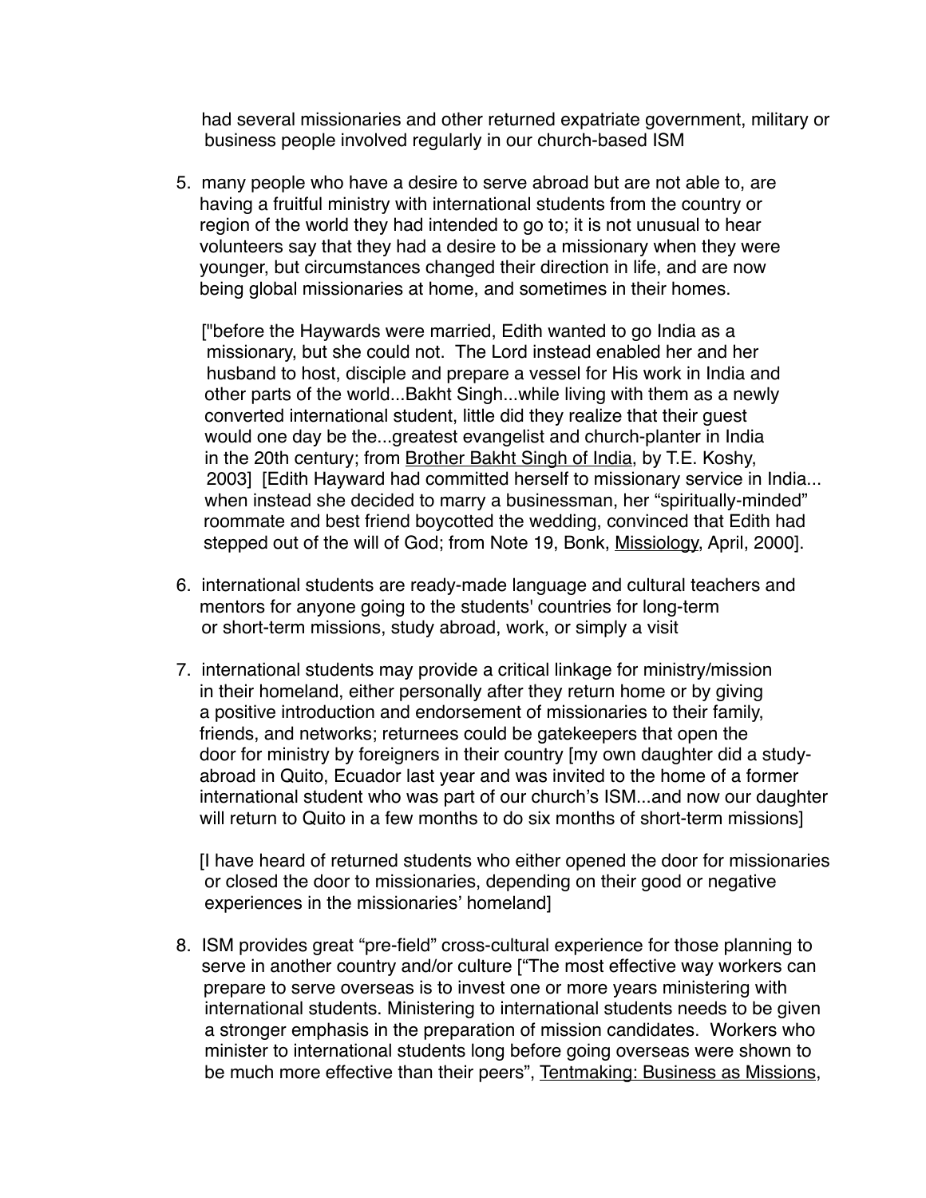had several missionaries and other returned expatriate government, military or business people involved regularly in our church-based ISM

5. many people who have a desire to serve abroad but are not able to, are having a fruitful ministry with international students from the country or region of the world they had intended to go to; it is not unusual to hear volunteers say that they had a desire to be a missionary when they were younger, but circumstances changed their direction in life, and are now being global missionaries at home, and sometimes in their homes.

   ["before the Haywards were married, Edith wanted to go India as a missionary, but she could not. The Lord instead enabled her and her husband to host, disciple and prepare a vessel for His work in India and other parts of the world...Bakht Singh...while living with them as a newly converted international student, little did they realize that their guest would one day be the...greatest evangelist and church-planter in India in the 20th century; from <u>Brother Bakht Singh of India</u>, by T.E. Koshy, 2003] [Edith Hayward had committed herself to missionary service in India... when instead she decided to marry a businessman, her "spiritually-minded" roommate and best friend boycotted the wedding, convinced that Edith had stepped out of the will of God; from Note 19, Bonk, <u>Missiology</u>, April, 2000].

6. international students are ready-made language and cultural teachers and mentors for anyone going to the students' countries for long-term or short-term missions, study abroad, work, or simply a visit

7. international students may provide a critical linkage for ministry/mission in their homeland, either personally after they return home or by giving a positive introduction and endorsement of missionaries to their family, friends, and networks; returnees could be gatekeepers that open the door for ministry by foreigners in their country [my own daughter did a study-abroad in Quito, Ecuador last year and was invited to the home of a former international student who was part of our church's ISM...and now our daughter will return to Quito in a few months to do six months of short-term missions]

   [I have heard of returned students who either opened the door for missionaries or closed the door to missionaries, depending on their good or negative experiences in the missionaries' homeland]

8. ISM provides great "pre-field" cross-cultural experience for those planning to serve in another country and/or culture ["The most effective way workers can prepare to serve overseas is to invest one or more years ministering with international students. Ministering to international students needs to be given a stronger emphasis in the preparation of mission candidates. Workers who minister to international students long before going overseas were shown to be much more effective than their peers", <u>Tentmaking: Business as Missions</u>,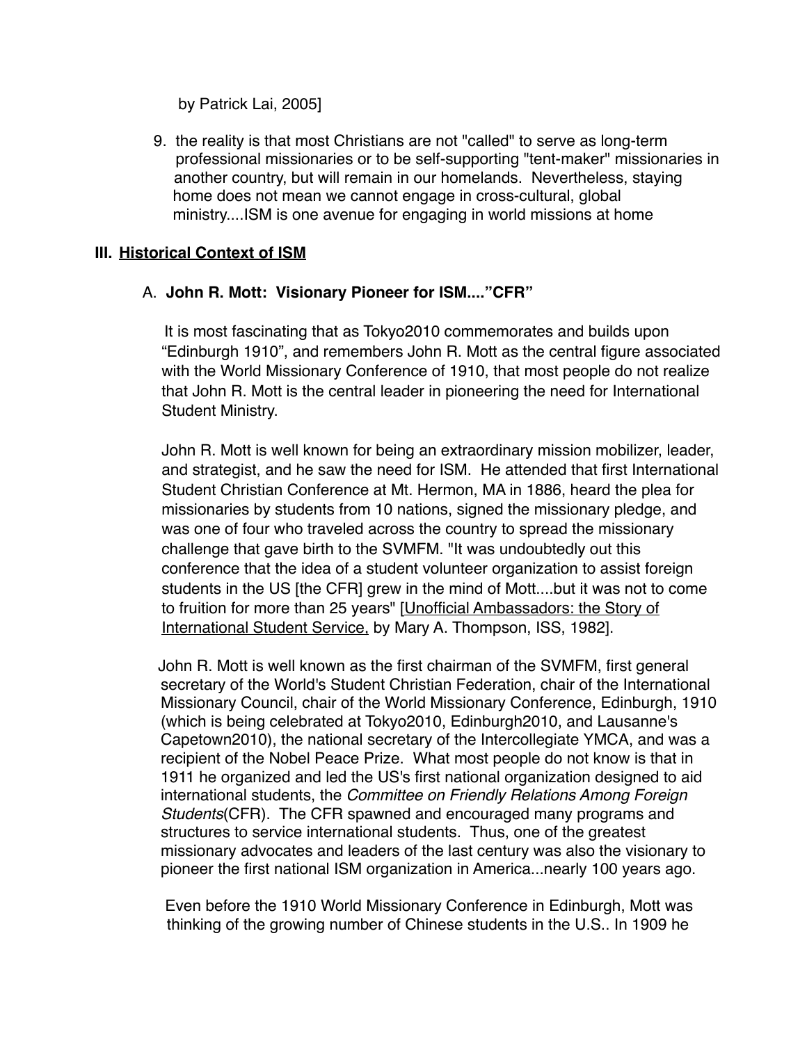by Patrick Lai, 2005]

9. the reality is that most Christians are not "called" to serve as long-term professional missionaries or to be self-supporting "tent-maker" missionaries in another country, but will remain in our homelands. Nevertheless, staying home does not mean we cannot engage in cross-cultural, global ministry....ISM is one avenue for engaging in world missions at home

## III. <u>Historical Context of ISM</u>

### A. **John R. Mott: Visionary Pioneer for ISM...."CFR"**

It is most fascinating that as Tokyo2010 commemorates and builds upon "Edinburgh 1910", and remembers John R. Mott as the central figure associated with the World Missionary Conference of 1910, that most people do not realize that John R. Mott is the central leader in pioneering the need for International Student Ministry.

John R. Mott is well known for being an extraordinary mission mobilizer, leader, and strategist, and he saw the need for ISM. He attended that first International Student Christian Conference at Mt. Hermon, MA in 1886, heard the plea for missionaries by students from 10 nations, signed the missionary pledge, and was one of four who traveled across the country to spread the missionary challenge that gave birth to the SVMFM. "It was undoubtedly out this conference that the idea of a student volunteer organization to assist foreign students in the US [the CFR] grew in the mind of Mott....but it was not to come to fruition for more than 25 years" [<u>Unofficial Ambassadors: the Story of International Student Service,</u> by Mary A. Thompson, ISS, 1982].

John R. Mott is well known as the first chairman of the SVMFM, first general secretary of the World's Student Christian Federation, chair of the International Missionary Council, chair of the World Missionary Conference, Edinburgh, 1910 (which is being celebrated at Tokyo2010, Edinburgh2010, and Lausanne's Capetown2010), the national secretary of the Intercollegiate YMCA, and was a recipient of the Nobel Peace Prize. What most people do not know is that in 1911 he organized and led the US's first national organization designed to aid international students, the *Committee on Friendly Relations Among Foreign Students*(CFR). The CFR spawned and encouraged many programs and structures to service international students. Thus, one of the greatest missionary advocates and leaders of the last century was also the visionary to pioneer the first national ISM organization in America...nearly 100 years ago.

Even before the 1910 World Missionary Conference in Edinburgh, Mott was thinking of the growing number of Chinese students in the U.S.. In 1909 he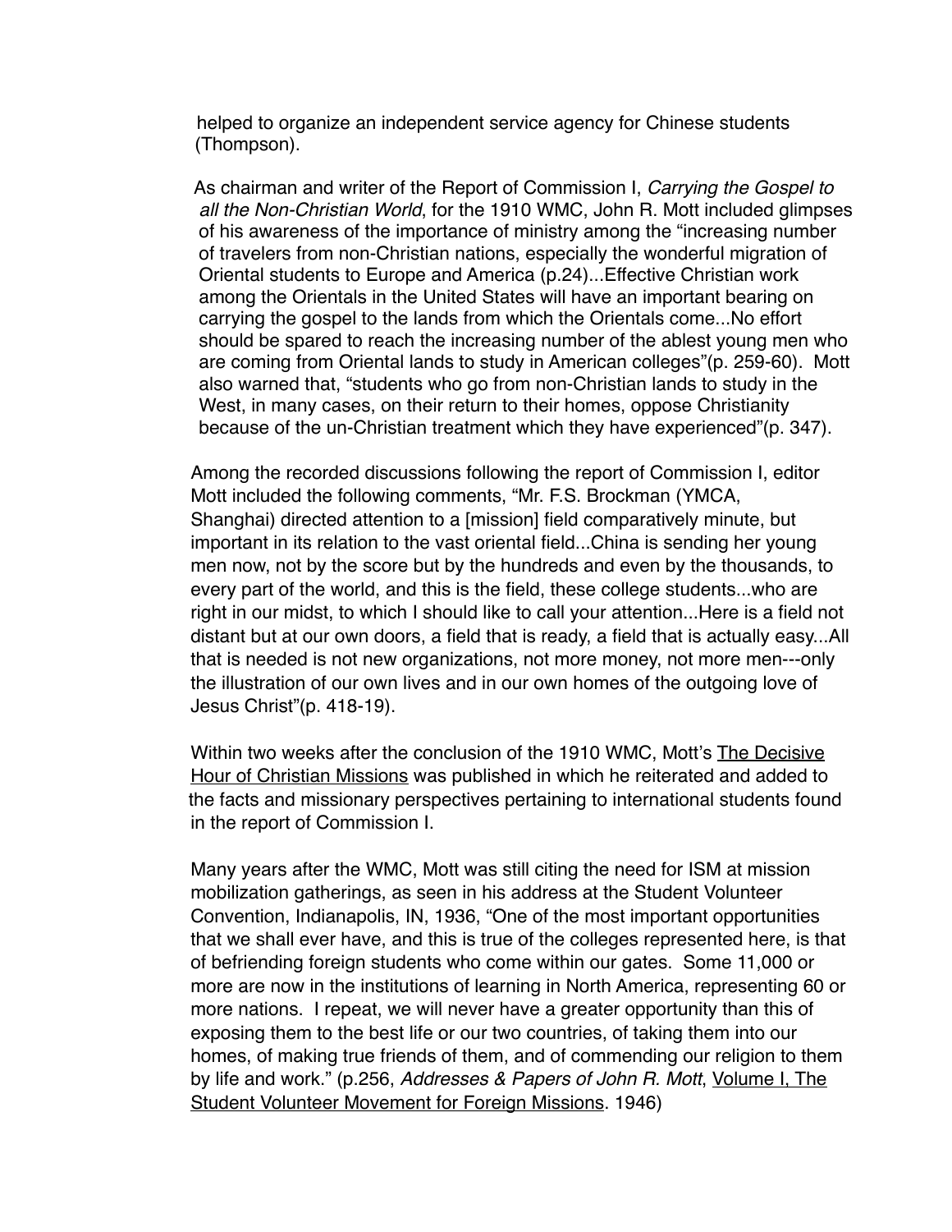helped to organize an independent service agency for Chinese students (Thompson).

As chairman and writer of the Report of Commission I, *Carrying the Gospel to all the Non-Christian World*, for the 1910 WMC, John R. Mott included glimpses of his awareness of the importance of ministry among the "increasing number of travelers from non-Christian nations, especially the wonderful migration of Oriental students to Europe and America (p.24)...Effective Christian work among the Orientals in the United States will have an important bearing on carrying the gospel to the lands from which the Orientals come...No effort should be spared to reach the increasing number of the ablest young men who are coming from Oriental lands to study in American colleges"(p. 259-60). Mott also warned that, "students who go from non-Christian lands to study in the West, in many cases, on their return to their homes, oppose Christianity because of the un-Christian treatment which they have experienced"(p. 347).

Among the recorded discussions following the report of Commission I, editor Mott included the following comments, "Mr. F.S. Brockman (YMCA, Shanghai) directed attention to a [mission] field comparatively minute, but important in its relation to the vast oriental field...China is sending her young men now, not by the score but by the hundreds and even by the thousands, to every part of the world, and this is the field, these college students...who are right in our midst, to which I should like to call your attention...Here is a field not distant but at our own doors, a field that is ready, a field that is actually easy...All that is needed is not new organizations, not more money, not more men---only the illustration of our own lives and in our own homes of the outgoing love of Jesus Christ"(p. 418-19).

Within two weeks after the conclusion of the 1910 WMC, Mott's <u>The Decisive Hour of Christian Missions</u> was published in which he reiterated and added to the facts and missionary perspectives pertaining to international students found in the report of Commission I.

Many years after the WMC, Mott was still citing the need for ISM at mission mobilization gatherings, as seen in his address at the Student Volunteer Convention, Indianapolis, IN, 1936, "One of the most important opportunities that we shall ever have, and this is true of the colleges represented here, is that of befriending foreign students who come within our gates. Some 11,000 or more are now in the institutions of learning in North America, representing 60 or more nations. I repeat, we will never have a greater opportunity than this of exposing them to the best life or our two countries, of taking them into our homes, of making true friends of them, and of commending our religion to them by life and work." (p.256, *Addresses & Papers of John R. Mott*, <u>Volume I, The Student Volunteer Movement for Foreign Missions</u>. 1946)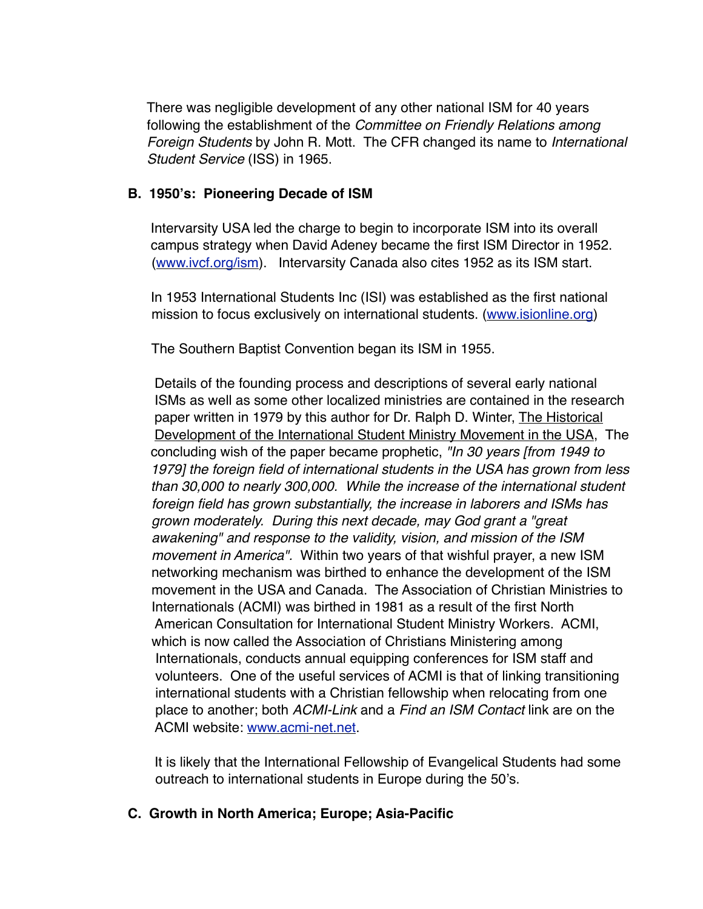There was negligible development of any other national ISM for 40 years following the establishment of the *Committee on Friendly Relations among Foreign Students* by John R. Mott. The CFR changed its name to *International Student Service* (ISS) in 1965.

## B. 1950's: Pioneering Decade of ISM

Intervarsity USA led the charge to begin to incorporate ISM into its overall campus strategy when David Adeney became the first ISM Director in 1952. ([www.ivcf.org/ism](www.ivcf.org/ism)). Intervarsity Canada also cites 1952 as its ISM start.

In 1953 International Students Inc (ISI) was established as the first national mission to focus exclusively on international students. ([www.isionline.org](www.isionline.org))

The Southern Baptist Convention began its ISM in 1955.

Details of the founding process and descriptions of several early national ISMs as well as some other localized ministries are contained in the research paper written in 1979 by this author for Dr. Ralph D. Winter, The Historical Development of the International Student Ministry Movement in the USA, The concluding wish of the paper became prophetic, *"In 30 years [from 1949 to 1979] the foreign field of international students in the USA has grown from less than 30,000 to nearly 300,000. While the increase of the international student foreign field has grown substantially, the increase in laborers and ISMs has grown moderately. During this next decade, may God grant a "great awakening" and response to the validity, vision, and mission of the ISM movement in America"*. Within two years of that wishful prayer, a new ISM networking mechanism was birthed to enhance the development of the ISM movement in the USA and Canada. The Association of Christian Ministries to Internationals (ACMI) was birthed in 1981 as a result of the first North American Consultation for International Student Ministry Workers. ACMI, which is now called the Association of Christians Ministering among Internationals, conducts annual equipping conferences for ISM staff and volunteers. One of the useful services of ACMI is that of linking transitioning international students with a Christian fellowship when relocating from one place to another; both *ACMI-Link* and a *Find an ISM Contact* link are on the ACMI website: [www.acmi-net.net](www.acmi-net.net).

It is likely that the International Fellowship of Evangelical Students had some outreach to international students in Europe during the 50's.

## C. Growth in North America; Europe; Asia-Pacific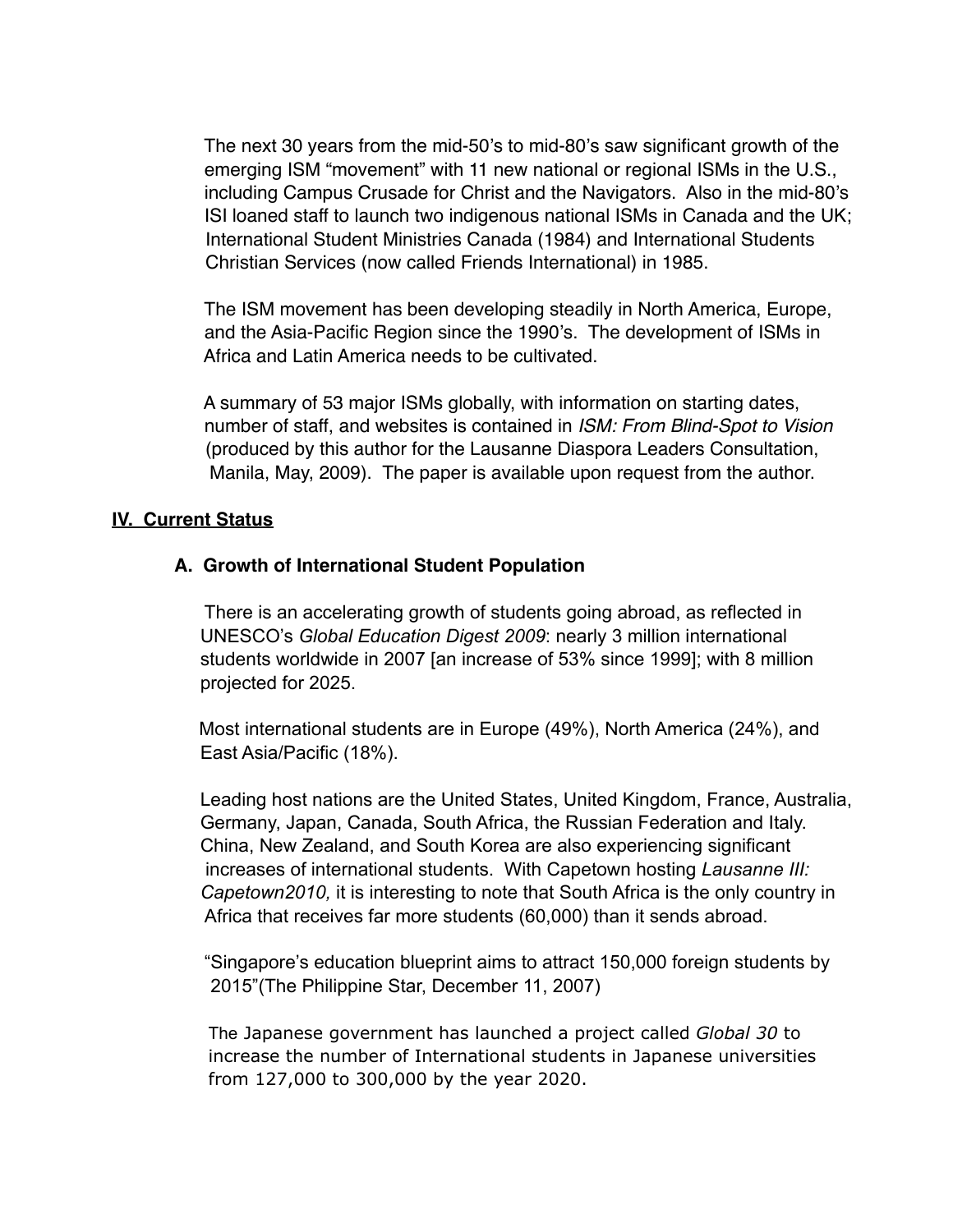The next 30 years from the mid-50's to mid-80's saw significant growth of the emerging ISM "movement" with 11 new national or regional ISMs in the U.S., including Campus Crusade for Christ and the Navigators. Also in the mid-80's ISI loaned staff to launch two indigenous national ISMs in Canada and the UK; International Student Ministries Canada (1984) and International Students Christian Services (now called Friends International) in 1985.

The ISM movement has been developing steadily in North America, Europe, and the Asia-Pacific Region since the 1990's. The development of ISMs in Africa and Latin America needs to be cultivated.

A summary of 53 major ISMs globally, with information on starting dates, number of staff, and websites is contained in *ISM: From Blind-Spot to Vision* (produced by this author for the Lausanne Diaspora Leaders Consultation, Manila, May, 2009). The paper is available upon request from the author.

## IV. Current Status

### A. Growth of International Student Population

There is an accelerating growth of students going abroad, as reflected in UNESCO's *Global Education Digest 2009*: nearly 3 million international students worldwide in 2007 [an increase of 53% since 1999]; with 8 million projected for 2025.

Most international students are in Europe (49%), North America (24%), and East Asia/Pacific (18%).

Leading host nations are the United States, United Kingdom, France, Australia, Germany, Japan, Canada, South Africa, the Russian Federation and Italy. China, New Zealand, and South Korea are also experiencing significant increases of international students. With Capetown hosting *Lausanne III: Capetown2010,* it is interesting to note that South Africa is the only country in Africa that receives far more students (60,000) than it sends abroad.

"Singapore's education blueprint aims to attract 150,000 foreign students by 2015"(The Philippine Star, December 11, 2007)

The Japanese government has launched a project called *Global 30* to increase the number of International students in Japanese universities from 127,000 to 300,000 by the year 2020.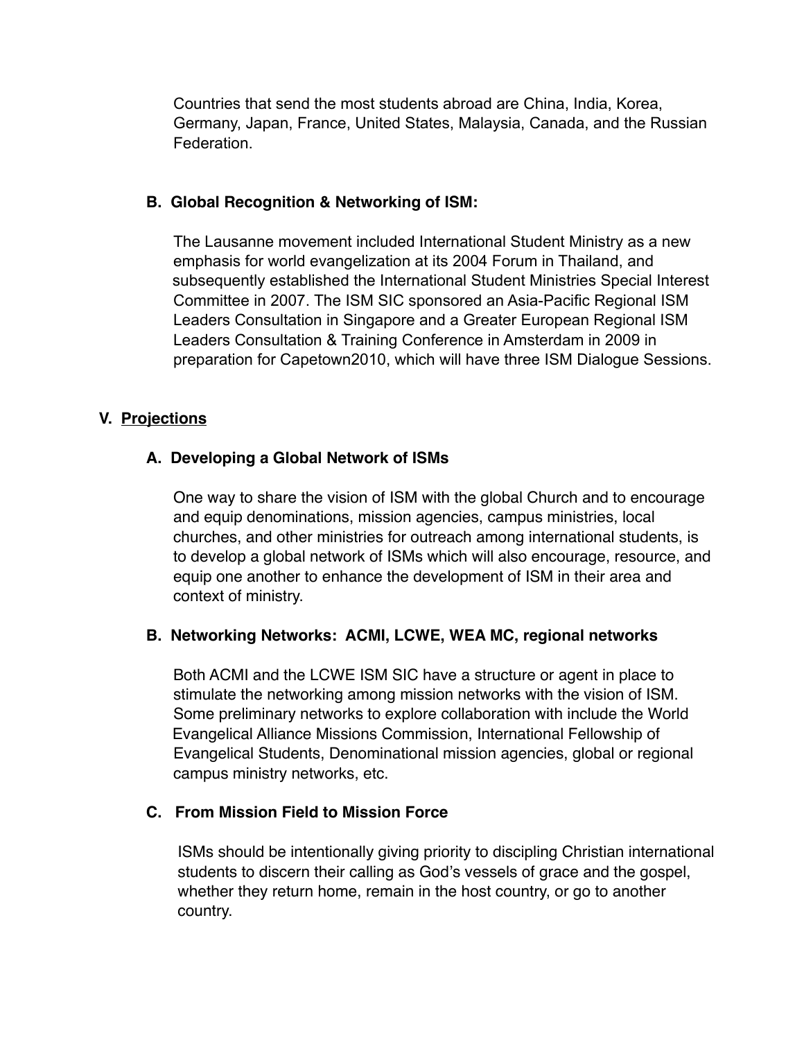Countries that send the most students abroad are China, India, Korea, Germany, Japan, France, United States, Malaysia, Canada, and the Russian Federation.

### B. Global Recognition & Networking of ISM:

The Lausanne movement included International Student Ministry as a new emphasis for world evangelization at its 2004 Forum in Thailand, and subsequently established the International Student Ministries Special Interest Committee in 2007. The ISM SIC sponsored an Asia-Pacific Regional ISM Leaders Consultation in Singapore and a Greater European Regional ISM Leaders Consultation & Training Conference in Amsterdam in 2009 in preparation for Capetown2010, which will have three ISM Dialogue Sessions.

## V. <u>Projections</u>

### A. Developing a Global Network of ISMs

One way to share the vision of ISM with the global Church and to encourage and equip denominations, mission agencies, campus ministries, local churches, and other ministries for outreach among international students, is to develop a global network of ISMs which will also encourage, resource, and equip one another to enhance the development of ISM in their area and context of ministry.

### B. Networking Networks: ACMI, LCWE, WEA MC, regional networks

Both ACMI and the LCWE ISM SIC have a structure or agent in place to stimulate the networking among mission networks with the vision of ISM. Some preliminary networks to explore collaboration with include the World Evangelical Alliance Missions Commission, International Fellowship of Evangelical Students, Denominational mission agencies, global or regional campus ministry networks, etc.

### C. From Mission Field to Mission Force

ISMs should be intentionally giving priority to discipling Christian international students to discern their calling as God's vessels of grace and the gospel, whether they return home, remain in the host country, or go to another country.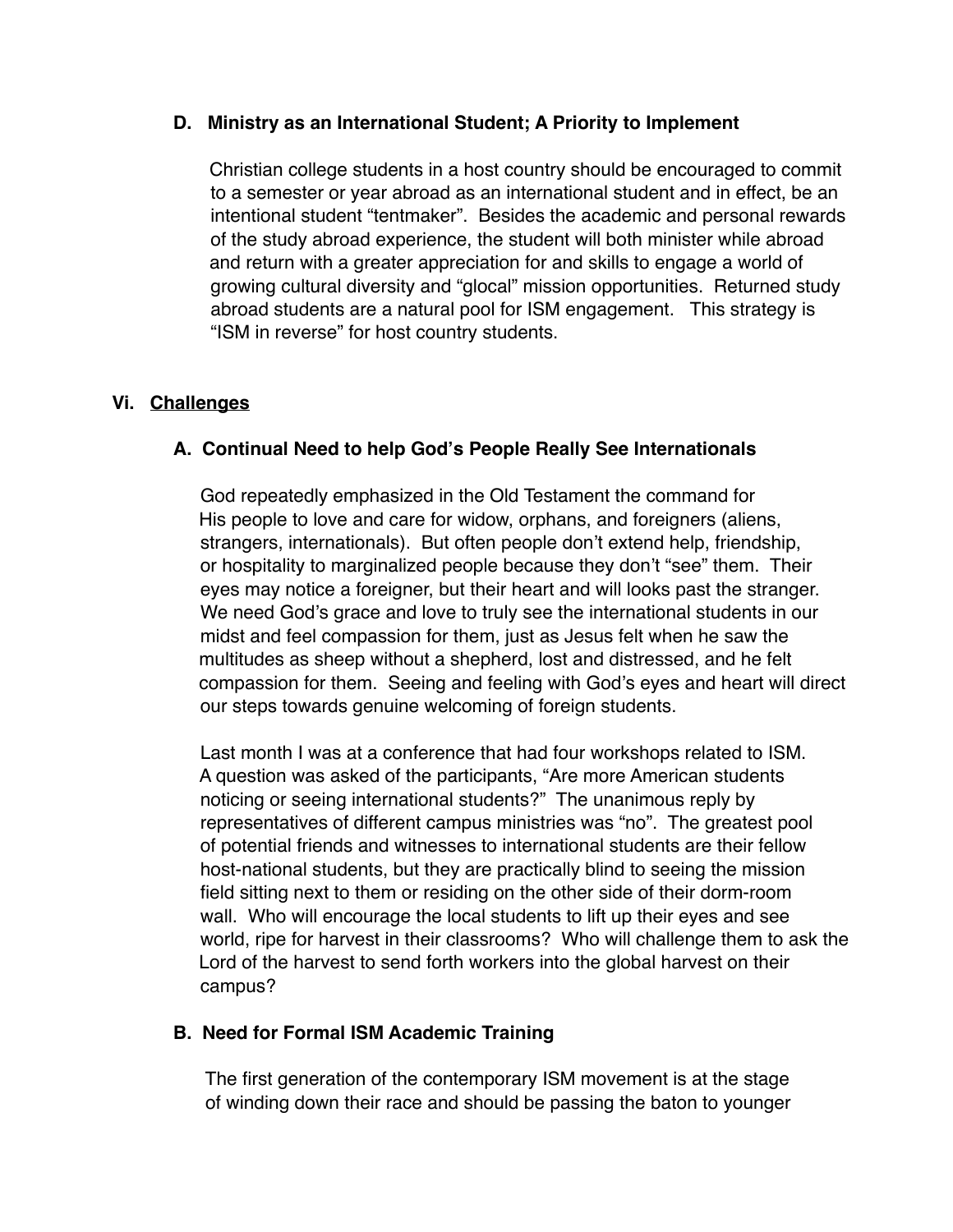### D. Ministry as an International Student; A Priority to Implement

Christian college students in a host country should be encouraged to commit to a semester or year abroad as an international student and in effect, be an intentional student "tentmaker". Besides the academic and personal rewards of the study abroad experience, the student will both minister while abroad and return with a greater appreciation for and skills to engage a world of growing cultural diversity and "glocal" mission opportunities. Returned study abroad students are a natural pool for ISM engagement. This strategy is "ISM in reverse" for host country students.

## Vi. Challenges

### A. Continual Need to help God's People Really See Internationals

God repeatedly emphasized in the Old Testament the command for His people to love and care for widow, orphans, and foreigners (aliens, strangers, internationals). But often people don't extend help, friendship, or hospitality to marginalized people because they don't "see" them. Their eyes may notice a foreigner, but their heart and will looks past the stranger. We need God's grace and love to truly see the international students in our midst and feel compassion for them, just as Jesus felt when he saw the multitudes as sheep without a shepherd, lost and distressed, and he felt compassion for them. Seeing and feeling with God's eyes and heart will direct our steps towards genuine welcoming of foreign students.

Last month I was at a conference that had four workshops related to ISM. A question was asked of the participants, "Are more American students noticing or seeing international students?" The unanimous reply by representatives of different campus ministries was "no". The greatest pool of potential friends and witnesses to international students are their fellow host-national students, but they are practically blind to seeing the mission field sitting next to them or residing on the other side of their dorm-room wall. Who will encourage the local students to lift up their eyes and see world, ripe for harvest in their classrooms? Who will challenge them to ask the Lord of the harvest to send forth workers into the global harvest on their campus?

### B. Need for Formal ISM Academic Training

The first generation of the contemporary ISM movement is at the stage of winding down their race and should be passing the baton to younger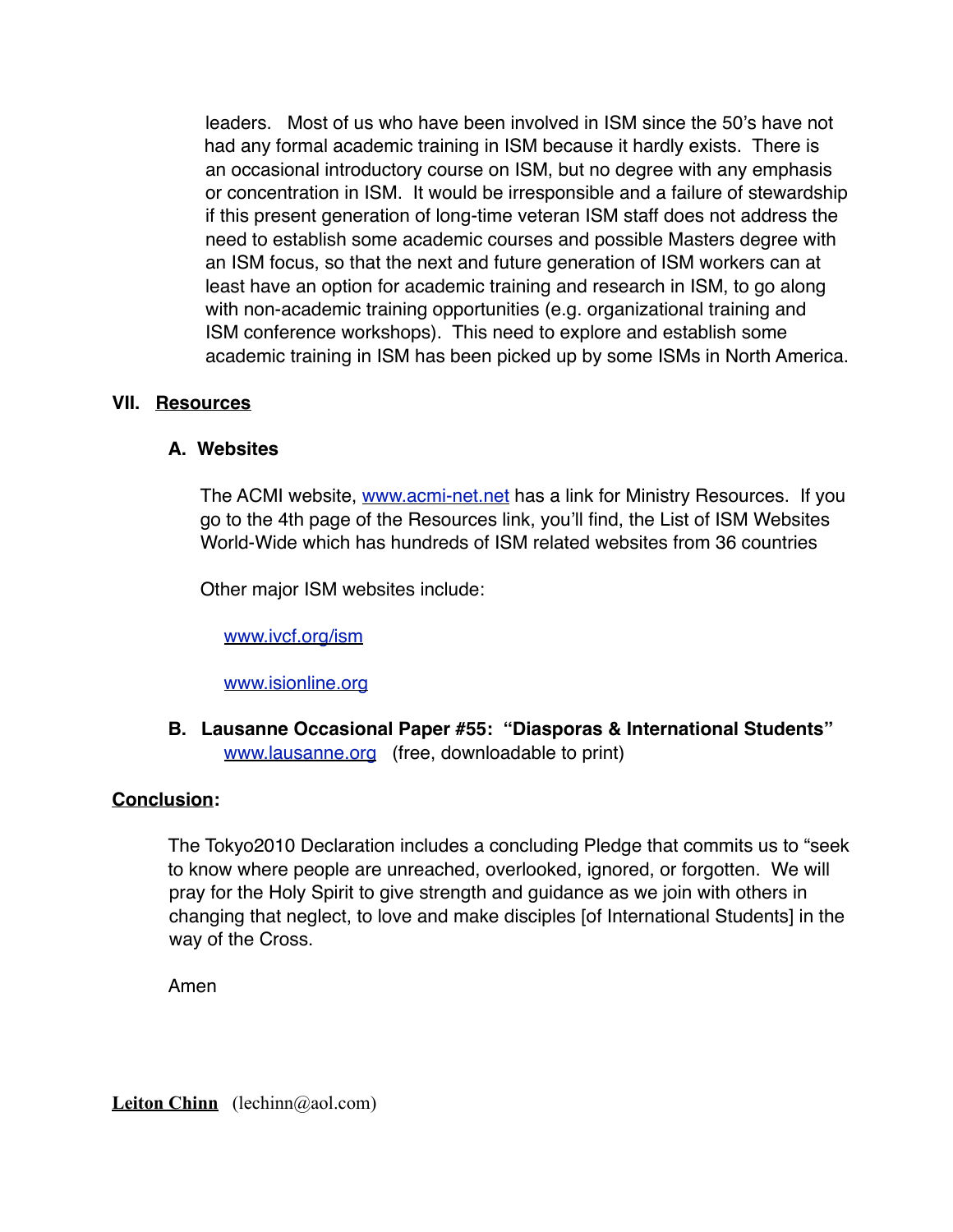leaders. Most of us who have been involved in ISM since the 50's have not had any formal academic training in ISM because it hardly exists. There is an occasional introductory course on ISM, but no degree with any emphasis or concentration in ISM. It would be irresponsible and a failure of stewardship if this present generation of long-time veteran ISM staff does not address the need to establish some academic courses and possible Masters degree with an ISM focus, so that the next and future generation of ISM workers can at least have an option for academic training and research in ISM, to go along with non-academic training opportunities (e.g. organizational training and ISM conference workshops). This need to explore and establish some academic training in ISM has been picked up by some ISMs in North America.

## VII. Resources

### A. Websites

The ACMI website, www.acmi-net.net has a link for Ministry Resources. If you go to the 4th page of the Resources link, you'll find, the List of ISM Websites World-Wide which has hundreds of ISM related websites from 36 countries

Other major ISM websites include:

www.ivcf.org/ism

www.isionline.org

### B. Lausanne Occasional Paper #55: "Diasporas & International Students"

www.lausanne.org (free, downloadable to print)

## Conclusion:

The Tokyo2010 Declaration includes a concluding Pledge that commits us to "seek to know where people are unreached, overlooked, ignored, or forgotten. We will pray for the Holy Spirit to give strength and guidance as we join with others in changing that neglect, to love and make disciples [of International Students] in the way of the Cross.

Amen

**Leiton Chinn** (lechinn@aol.com)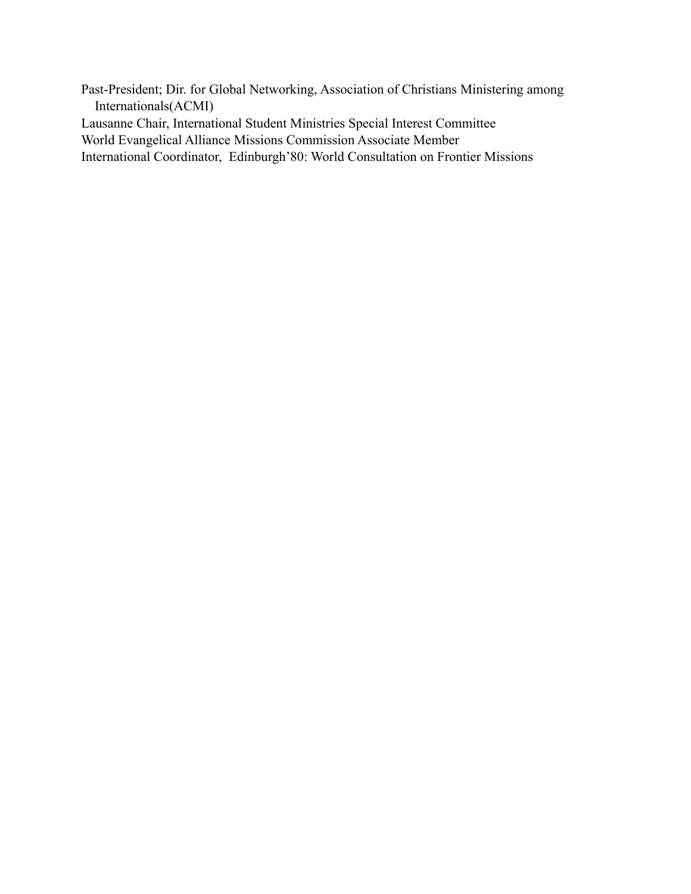Past-President; Dir. for Global Networking, Association of Christians Ministering among Internationals(ACMI)
Lausanne Chair, International Student Ministries Special Interest Committee
World Evangelical Alliance Missions Commission Associate Member
International Coordinator, Edinburgh'80: World Consultation on Frontier Missions